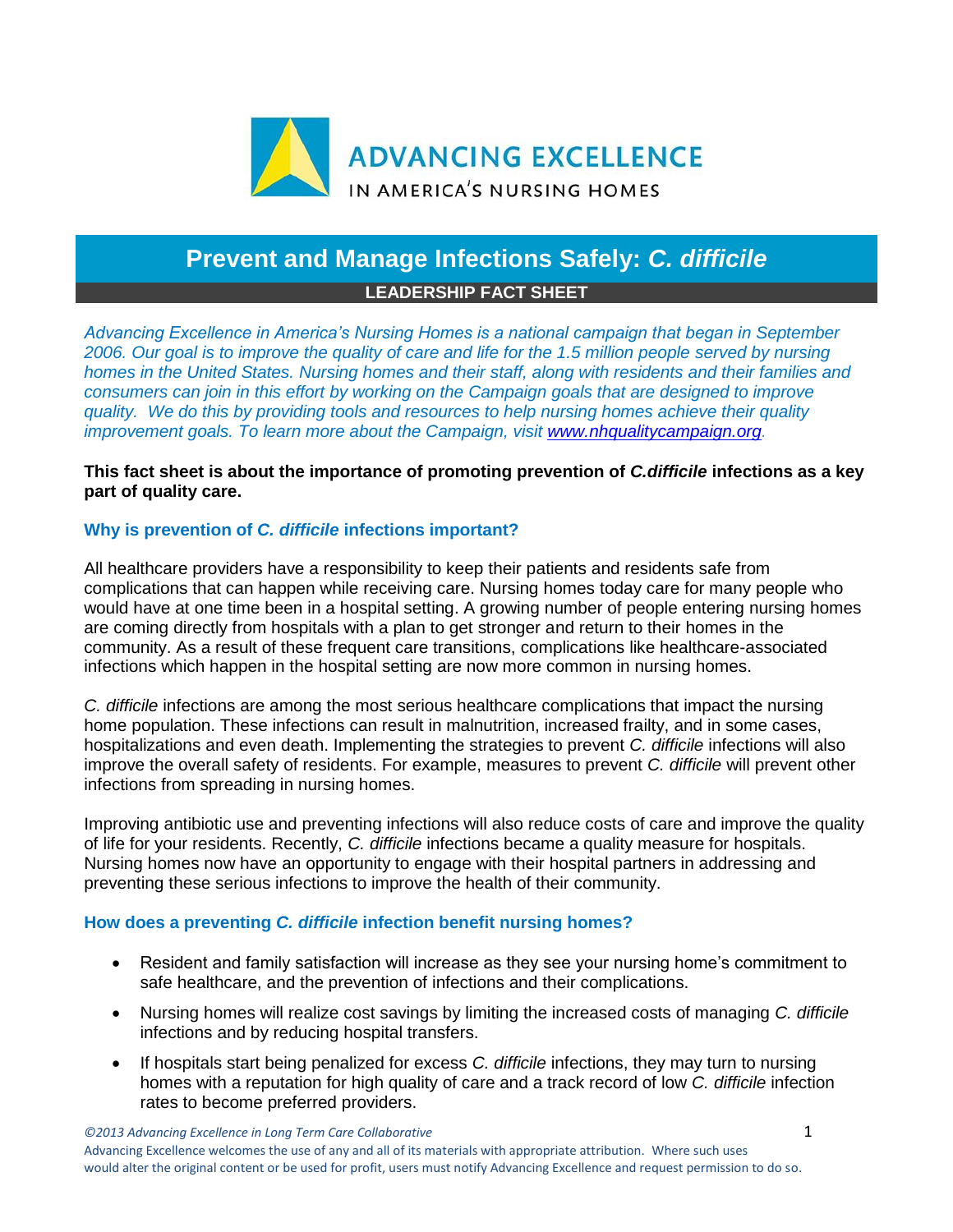ADVANCING EXCELLENCE
IN AMERICA'S NURSING HOMES

# Prevent and Manage Infections Safely: *C. difficile*

**LEADERSHIP FACT SHEET**

*Advancing Excellence in America's Nursing Homes is a national campaign that began in September 2006. Our goal is to improve the quality of care and life for the 1.5 million people served by nursing homes in the United States. Nursing homes and their staff, along with residents and their families and consumers can join in this effort by working on the Campaign goals that are designed to improve quality. We do this by providing tools and resources to help nursing homes achieve their quality improvement goals. To learn more about the Campaign, visit [www.nhqualitycampaign.org](http://www.nhqualitycampaign.org).*

**This fact sheet is about the importance of promoting prevention of *C.difficile* infections as a key part of quality care.**

### Why is prevention of *C. difficile* infections important?

All healthcare providers have a responsibility to keep their patients and residents safe from complications that can happen while receiving care. Nursing homes today care for many people who would have at one time been in a hospital setting. A growing number of people entering nursing homes are coming directly from hospitals with a plan to get stronger and return to their homes in the community. As a result of these frequent care transitions, complications like healthcare-associated infections which happen in the hospital setting are now more common in nursing homes.

*C. difficile* infections are among the most serious healthcare complications that impact the nursing home population. These infections can result in malnutrition, increased frailty, and in some cases, hospitalizations and even death. Implementing the strategies to prevent *C. difficile* infections will also improve the overall safety of residents. For example, measures to prevent *C. difficile* will prevent other infections from spreading in nursing homes.

Improving antibiotic use and preventing infections will also reduce costs of care and improve the quality of life for your residents. Recently, *C. difficile* infections became a quality measure for hospitals. Nursing homes now have an opportunity to engage with their hospital partners in addressing and preventing these serious infections to improve the health of their community.

### How does a preventing *C. difficile* infection benefit nursing homes?

- Resident and family satisfaction will increase as they see your nursing home's commitment to safe healthcare, and the prevention of infections and their complications.
- Nursing homes will realize cost savings by limiting the increased costs of managing *C. difficile* infections and by reducing hospital transfers.
- If hospitals start being penalized for excess *C. difficile* infections, they may turn to nursing homes with a reputation for high quality of care and a track record of low *C. difficile* infection rates to become preferred providers.

*©2013 Advancing Excellence in Long Term Care Collaborative*

Advancing Excellence welcomes the use of any and all of its materials with appropriate attribution. Where such uses would alter the original content or be used for profit, users must notify Advancing Excellence and request permission to do so.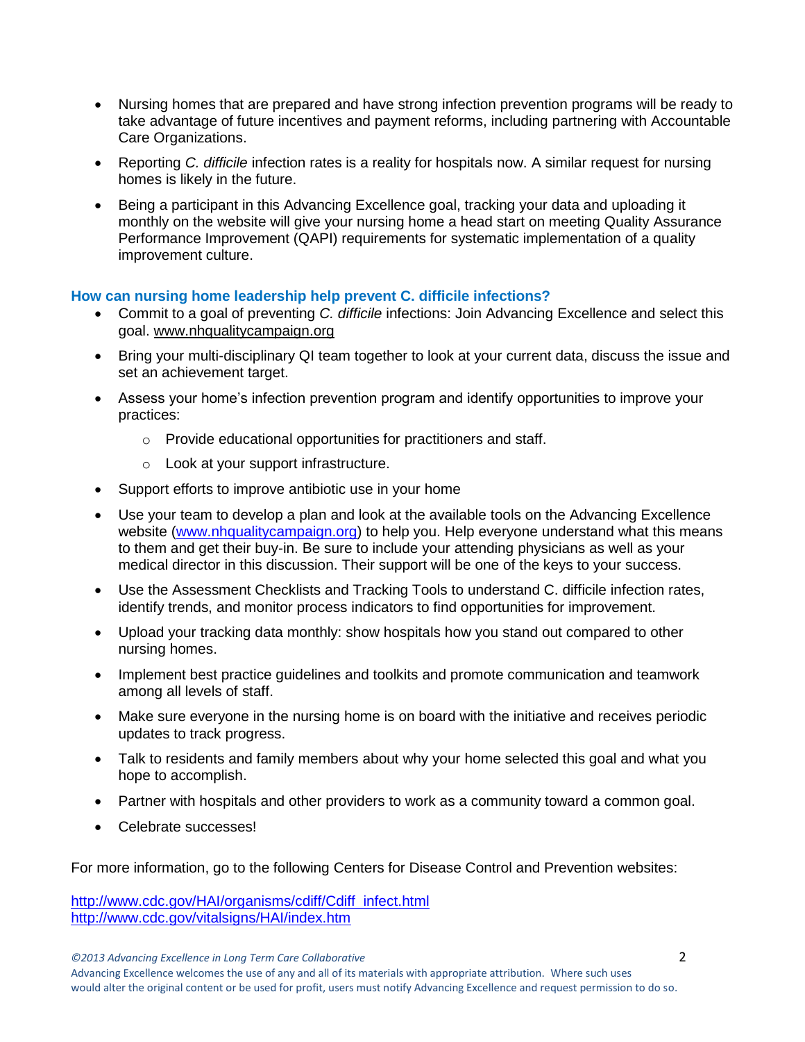- Nursing homes that are prepared and have strong infection prevention programs will be ready to take advantage of future incentives and payment reforms, including partnering with Accountable Care Organizations.
- Reporting *C. difficile* infection rates is a reality for hospitals now. A similar request for nursing homes is likely in the future.
- Being a participant in this Advancing Excellence goal, tracking your data and uploading it monthly on the website will give your nursing home a head start on meeting Quality Assurance Performance Improvement (QAPI) requirements for systematic implementation of a quality improvement culture.

### How can nursing home leadership help prevent C. difficile infections?

- Commit to a goal of preventing *C. difficile* infections: Join Advancing Excellence and select this goal. www.nhqualitycampaign.org
- Bring your multi-disciplinary QI team together to look at your current data, discuss the issue and set an achievement target.
- Assess your home's infection prevention program and identify opportunities to improve your practices:
  - Provide educational opportunities for practitioners and staff.
  - Look at your support infrastructure.
- Support efforts to improve antibiotic use in your home
- Use your team to develop a plan and look at the available tools on the Advancing Excellence website (www.nhqualitycampaign.org) to help you. Help everyone understand what this means to them and get their buy-in. Be sure to include your attending physicians as well as your medical director in this discussion. Their support will be one of the keys to your success.
- Use the Assessment Checklists and Tracking Tools to understand C. difficile infection rates, identify trends, and monitor process indicators to find opportunities for improvement.
- Upload your tracking data monthly: show hospitals how you stand out compared to other nursing homes.
- Implement best practice guidelines and toolkits and promote communication and teamwork among all levels of staff.
- Make sure everyone in the nursing home is on board with the initiative and receives periodic updates to track progress.
- Talk to residents and family members about why your home selected this goal and what you hope to accomplish.
- Partner with hospitals and other providers to work as a community toward a common goal.
- Celebrate successes!

For more information, go to the following Centers for Disease Control and Prevention websites:

http://www.cdc.gov/HAI/organisms/cdiff/Cdiff_infect.html
http://www.cdc.gov/vitalsigns/HAI/index.htm

*©2013 Advancing Excellence in Long Term Care Collaborative*
Advancing Excellence welcomes the use of any and all of its materials with appropriate attribution. Where such uses would alter the original content or be used for profit, users must notify Advancing Excellence and request permission to do so.